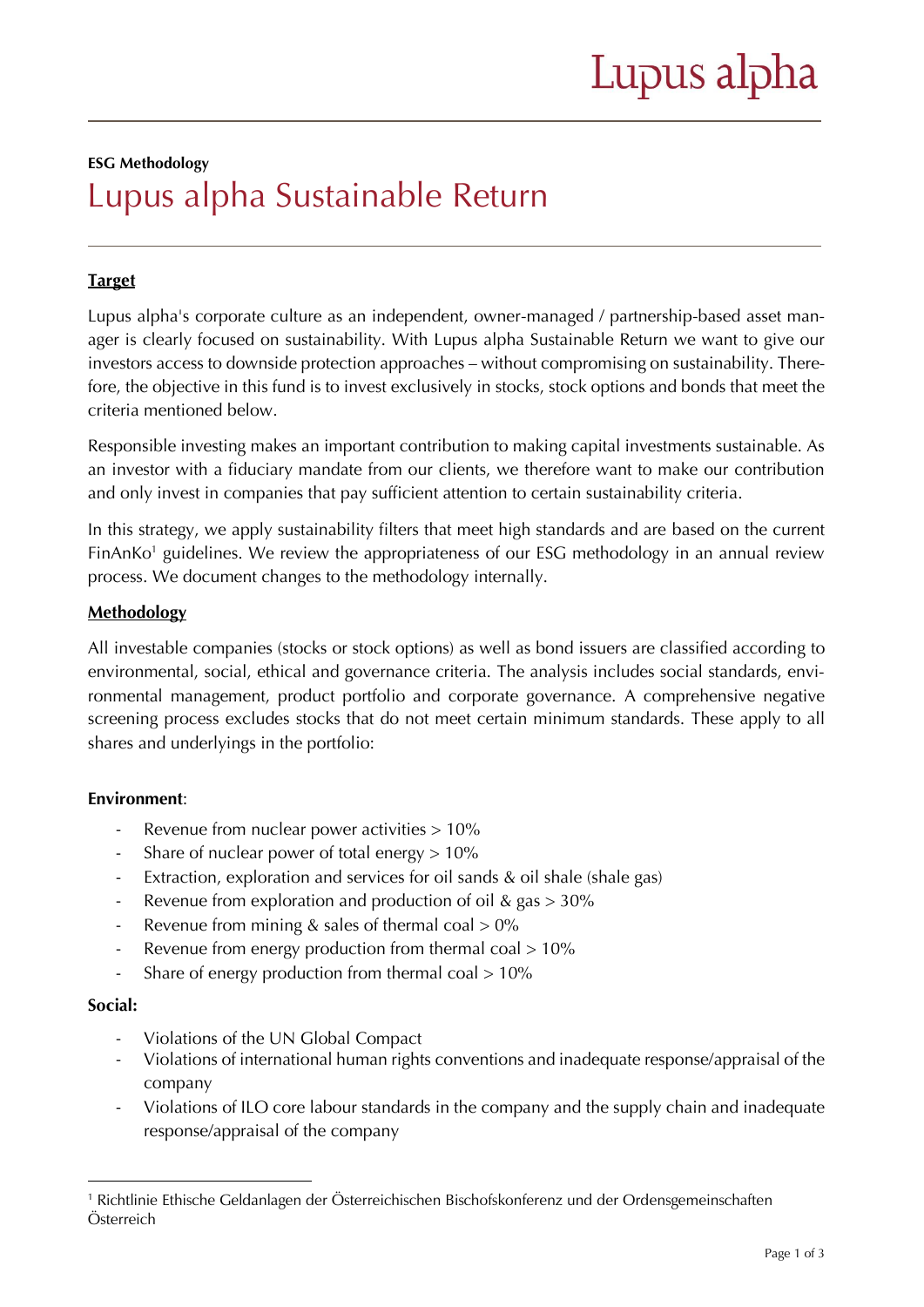**ESG Methodology**

# Lupus alpha Sustainable Return

## Target

Lupus alpha's corporate culture as an independent, owner-managed / partnership-based asset manager is clearly focused on sustainability. With Lupus alpha Sustainable Return we want to give our investors access to downside protection approaches – without compromising on sustainability. Therefore, the objective in this fund is to invest exclusively in stocks, stock options and bonds that meet the criteria mentioned below.

Responsible investing makes an important contribution to making capital investments sustainable. As an investor with a fiduciary mandate from our clients, we therefore want to make our contribution and only invest in companies that pay sufficient attention to certain sustainability criteria.

In this strategy, we apply sustainability filters that meet high standards and are based on the current FinAnKo[1] guidelines. We review the appropriateness of our ESG methodology in an annual review process. We document changes to the methodology internally.

## Methodology

All investable companies (stocks or stock options) as well as bond issuers are classified according to environmental, social, ethical and governance criteria. The analysis includes social standards, environmental management, product portfolio and corporate governance. A comprehensive negative screening process excludes stocks that do not meet certain minimum standards. These apply to all shares and underlyings in the portfolio:

**Environment**:

- Revenue from nuclear power activities > 10%
- Share of nuclear power of total energy > 10%
- Extraction, exploration and services for oil sands & oil shale (shale gas)
- Revenue from exploration and production of oil & gas > 30%
- Revenue from mining & sales of thermal coal > 0%
- Revenue from energy production from thermal coal > 10%
- Share of energy production from thermal coal > 10%

**Social:**

- Violations of the UN Global Compact
- Violations of international human rights conventions and inadequate response/appraisal of the company
- Violations of ILO core labour standards in the company and the supply chain and inadequate response/appraisal of the company

[1] Richtlinie Ethische Geldanlagen der Österreichischen Bischofskonferenz und der Ordensgemeinschaften Österreich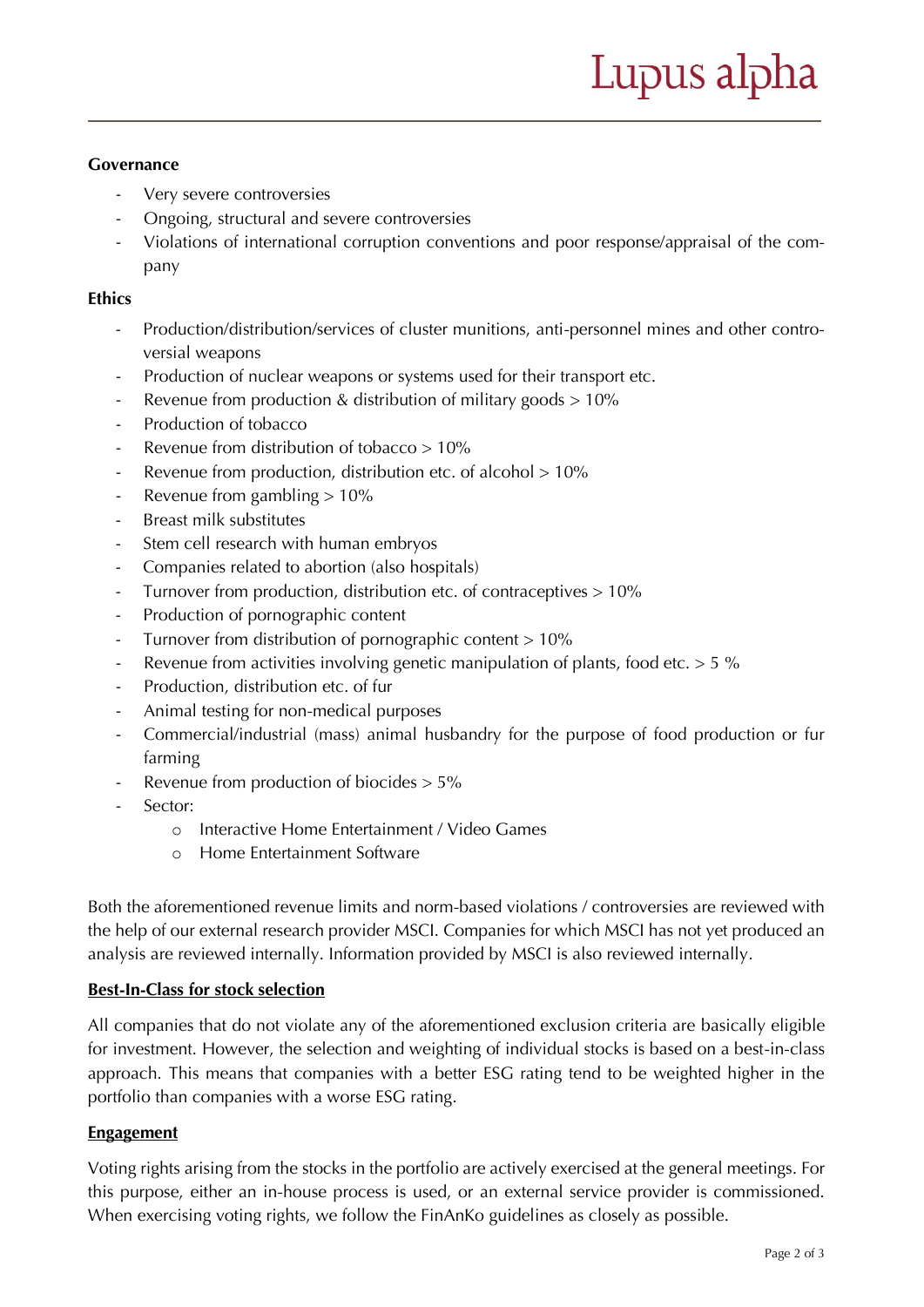**Governance**

- Very severe controversies
- Ongoing, structural and severe controversies
- Violations of international corruption conventions and poor response/appraisal of the company

**Ethics**

- Production/distribution/services of cluster munitions, anti-personnel mines and other controversial weapons
- Production of nuclear weapons or systems used for their transport etc.
- Revenue from production & distribution of military goods > 10%
- Production of tobacco
- Revenue from distribution of tobacco > 10%
- Revenue from production, distribution etc. of alcohol > 10%
- Revenue from gambling > 10%
- Breast milk substitutes
- Stem cell research with human embryos
- Companies related to abortion (also hospitals)
- Turnover from production, distribution etc. of contraceptives > 10%
- Production of pornographic content
- Turnover from distribution of pornographic content > 10%
- Revenue from activities involving genetic manipulation of plants, food etc. > 5 %
- Production, distribution etc. of fur
- Animal testing for non-medical purposes
- Commercial/industrial (mass) animal husbandry for the purpose of food production or fur farming
- Revenue from production of biocides > 5%
- Sector:
  - Interactive Home Entertainment / Video Games
  - Home Entertainment Software

Both the aforementioned revenue limits and norm-based violations / controversies are reviewed with the help of our external research provider MSCI. Companies for which MSCI has not yet produced an analysis are reviewed internally. Information provided by MSCI is also reviewed internally.

**Best-In-Class for stock selection**

All companies that do not violate any of the aforementioned exclusion criteria are basically eligible for investment. However, the selection and weighting of individual stocks is based on a best-in-class approach. This means that companies with a better ESG rating tend to be weighted higher in the portfolio than companies with a worse ESG rating.

**Engagement**

Voting rights arising from the stocks in the portfolio are actively exercised at the general meetings. For this purpose, either an in-house process is used, or an external service provider is commissioned. When exercising voting rights, we follow the FinAnKo guidelines as closely as possible.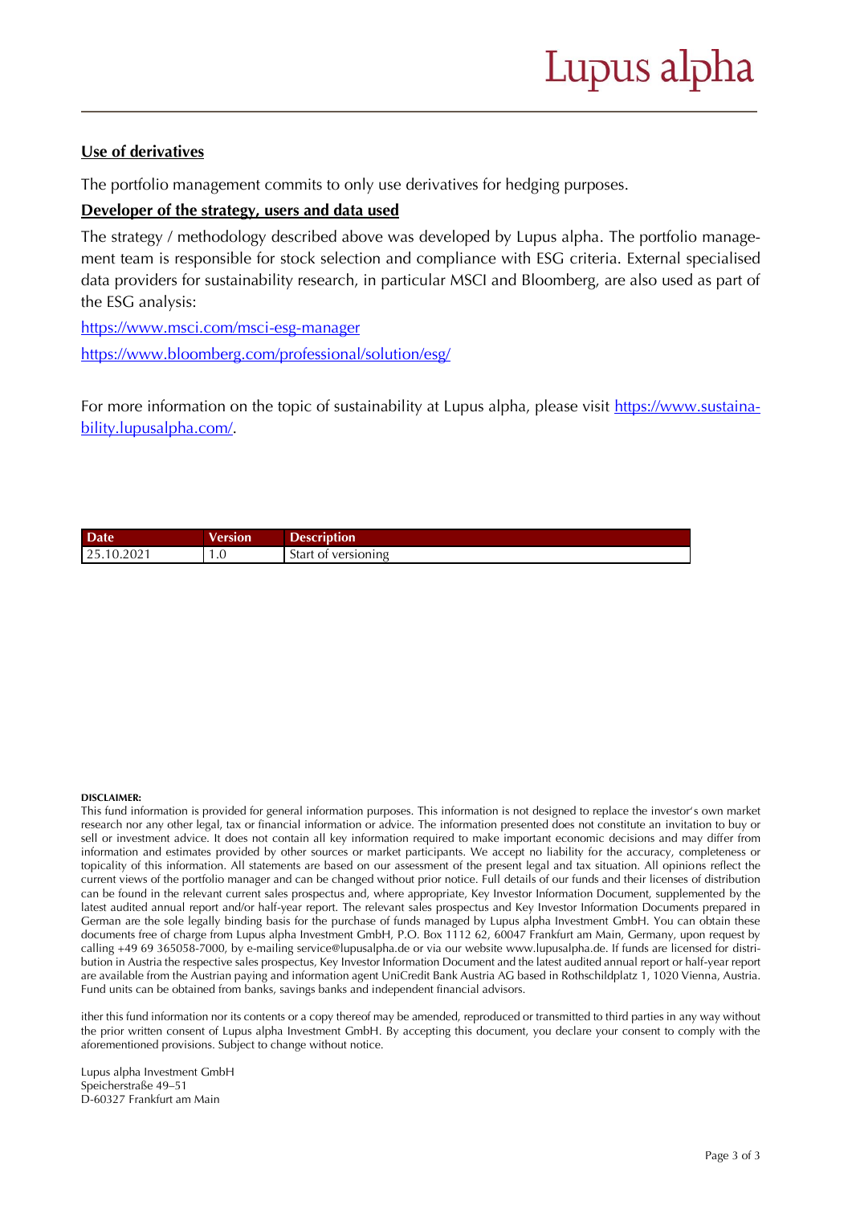## Use of derivatives

The portfolio management commits to only use derivatives for hedging purposes.

## Developer of the strategy, users and data used

The strategy / methodology described above was developed by Lupus alpha. The portfolio management team is responsible for stock selection and compliance with ESG criteria. External specialised data providers for sustainability research, in particular MSCI and Bloomberg, are also used as part of the ESG analysis:

https://www.msci.com/msci-esg-manager

https://www.bloomberg.com/professional/solution/esg/

For more information on the topic of sustainability at Lupus alpha, please visit https://www.sustainability.lupusalpha.com/.

| Date | Version | Description |
|---|---|---|
| 25.10.2021 | 1.0 | Start of versioning |

**DISCLAIMER:**

This fund information is provided for general information purposes. This information is not designed to replace the investor's own market research nor any other legal, tax or financial information or advice. The information presented does not constitute an invitation to buy or sell or investment advice. It does not contain all key information required to make important economic decisions and may differ from information and estimates provided by other sources or market participants. We accept no liability for the accuracy, completeness or topicality of this information. All statements are based on our assessment of the present legal and tax situation. All opinions reflect the current views of the portfolio manager and can be changed without prior notice. Full details of our funds and their licenses of distribution can be found in the relevant current sales prospectus and, where appropriate, Key Investor Information Document, supplemented by the latest audited annual report and/or half-year report. The relevant sales prospectus and Key Investor Information Documents prepared in German are the sole legally binding basis for the purchase of funds managed by Lupus alpha Investment GmbH. You can obtain these documents free of charge from Lupus alpha Investment GmbH, P.O. Box 1112 62, 60047 Frankfurt am Main, Germany, upon request by calling +49 69 365058-7000, by e-mailing service@lupusalpha.de or via our website www.lupusalpha.de. If funds are licensed for distribution in Austria the respective sales prospectus, Key Investor Information Document and the latest audited annual report or half-year report are available from the Austrian paying and information agent UniCredit Bank Austria AG based in Rothschildplatz 1, 1020 Vienna, Austria. Fund units can be obtained from banks, savings banks and independent financial advisors.

ither this fund information nor its contents or a copy thereof may be amended, reproduced or transmitted to third parties in any way without the prior written consent of Lupus alpha Investment GmbH. By accepting this document, you declare your consent to comply with the aforementioned provisions. Subject to change without notice.

Lupus alpha Investment GmbH
Speicherstraße 49–51
D-60327 Frankfurt am Main